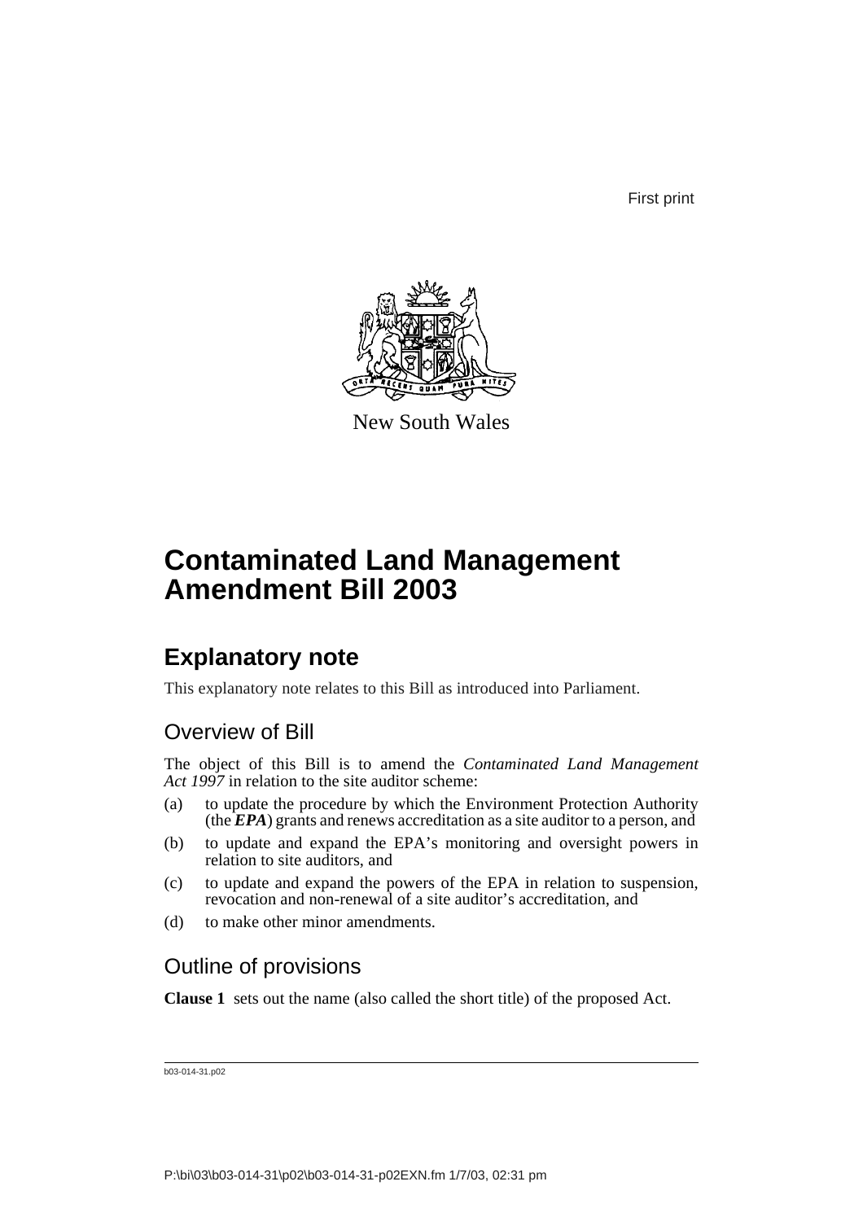First print

New South Wales

# Contaminated Land Management Amendment Bill 2003

## Explanatory note

This explanatory note relates to this Bill as introduced into Parliament.

### Overview of Bill

The object of this Bill is to amend the *Contaminated Land Management Act 1997* in relation to the site auditor scheme:

(a) to update the procedure by which the Environment Protection Authority (the ***EPA***) grants and renews accreditation as a site auditor to a person, and

(b) to update and expand the EPA's monitoring and oversight powers in relation to site auditors, and

(c) to update and expand the powers of the EPA in relation to suspension, revocation and non-renewal of a site auditor's accreditation, and

(d) to make other minor amendments.

### Outline of provisions

**Clause 1** sets out the name (also called the short title) of the proposed Act.

b03-014-31.p02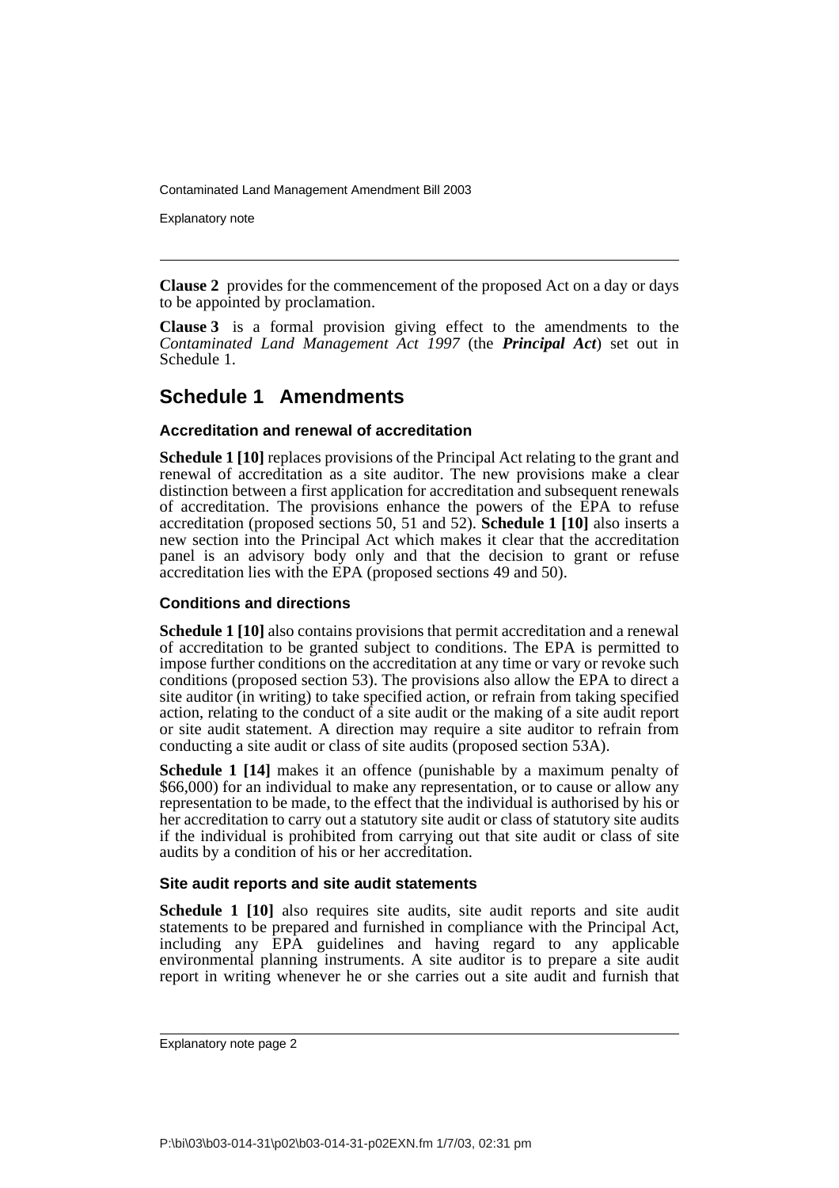**Clause 2** provides for the commencement of the proposed Act on a day or days to be appointed by proclamation.

**Clause 3** is a formal provision giving effect to the amendments to the *Contaminated Land Management Act 1997* (the ***Principal Act***) set out in Schedule 1.

## Schedule 1 Amendments

### Accreditation and renewal of accreditation

**Schedule 1 [10]** replaces provisions of the Principal Act relating to the grant and renewal of accreditation as a site auditor. The new provisions make a clear distinction between a first application for accreditation and subsequent renewals of accreditation. The provisions enhance the powers of the EPA to refuse accreditation (proposed sections 50, 51 and 52). **Schedule 1 [10]** also inserts a new section into the Principal Act which makes it clear that the accreditation panel is an advisory body only and that the decision to grant or refuse accreditation lies with the EPA (proposed sections 49 and 50).

### Conditions and directions

**Schedule 1 [10]** also contains provisions that permit accreditation and a renewal of accreditation to be granted subject to conditions. The EPA is permitted to impose further conditions on the accreditation at any time or vary or revoke such conditions (proposed section 53). The provisions also allow the EPA to direct a site auditor (in writing) to take specified action, or refrain from taking specified action, relating to the conduct of a site audit or the making of a site audit report or site audit statement. A direction may require a site auditor to refrain from conducting a site audit or class of site audits (proposed section 53A).

**Schedule 1 [14]** makes it an offence (punishable by a maximum penalty of $66,000) for an individual to make any representation, or to cause or allow any representation to be made, to the effect that the individual is authorised by his or her accreditation to carry out a statutory site audit or class of statutory site audits if the individual is prohibited from carrying out that site audit or class of site audits by a condition of his or her accreditation.

### Site audit reports and site audit statements

**Schedule 1 [10]** also requires site audits, site audit reports and site audit statements to be prepared and furnished in compliance with the Principal Act, including any EPA guidelines and having regard to any applicable environmental planning instruments. A site auditor is to prepare a site audit report in writing whenever he or she carries out a site audit and furnish that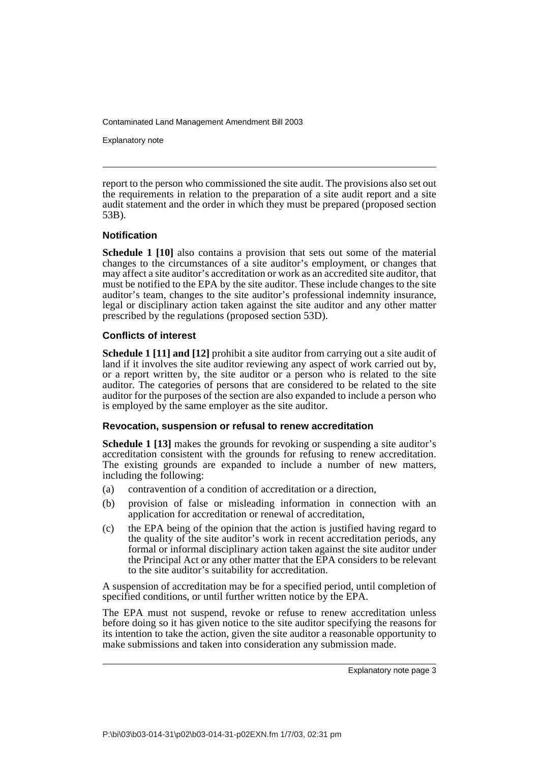report to the person who commissioned the site audit. The provisions also set out the requirements in relation to the preparation of a site audit report and a site audit statement and the order in which they must be prepared (proposed section 53B).

### Notification

**Schedule 1 [10]** also contains a provision that sets out some of the material changes to the circumstances of a site auditor's employment, or changes that may affect a site auditor's accreditation or work as an accredited site auditor, that must be notified to the EPA by the site auditor. These include changes to the site auditor's team, changes to the site auditor's professional indemnity insurance, legal or disciplinary action taken against the site auditor and any other matter prescribed by the regulations (proposed section 53D).

### Conflicts of interest

**Schedule 1 [11] and [12]** prohibit a site auditor from carrying out a site audit of land if it involves the site auditor reviewing any aspect of work carried out by, or a report written by, the site auditor or a person who is related to the site auditor. The categories of persons that are considered to be related to the site auditor for the purposes of the section are also expanded to include a person who is employed by the same employer as the site auditor.

### Revocation, suspension or refusal to renew accreditation

**Schedule 1 [13]** makes the grounds for revoking or suspending a site auditor's accreditation consistent with the grounds for refusing to renew accreditation. The existing grounds are expanded to include a number of new matters, including the following:

(a) contravention of a condition of accreditation or a direction,

(b) provision of false or misleading information in connection with an application for accreditation or renewal of accreditation,

(c) the EPA being of the opinion that the action is justified having regard to the quality of the site auditor's work in recent accreditation periods, any formal or informal disciplinary action taken against the site auditor under the Principal Act or any other matter that the EPA considers to be relevant to the site auditor's suitability for accreditation.

A suspension of accreditation may be for a specified period, until completion of specified conditions, or until further written notice by the EPA.

The EPA must not suspend, revoke or refuse to renew accreditation unless before doing so it has given notice to the site auditor specifying the reasons for its intention to take the action, given the site auditor a reasonable opportunity to make submissions and taken into consideration any submission made.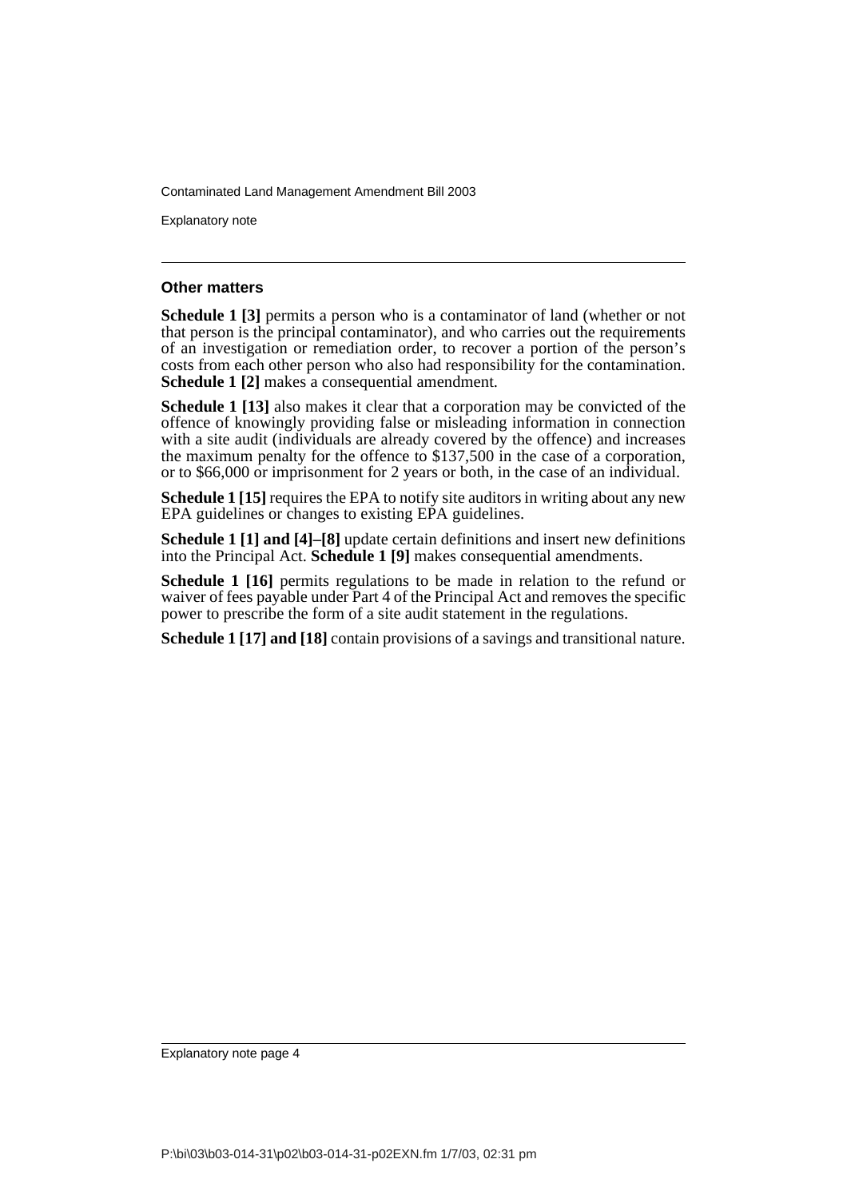**Other matters**

**Schedule 1 [3]** permits a person who is a contaminator of land (whether or not that person is the principal contaminator), and who carries out the requirements of an investigation or remediation order, to recover a portion of the person's costs from each other person who also had responsibility for the contamination. **Schedule 1 [2]** makes a consequential amendment.

**Schedule 1 [13]** also makes it clear that a corporation may be convicted of the offence of knowingly providing false or misleading information in connection with a site audit (individuals are already covered by the offence) and increases the maximum penalty for the offence to $137,500 in the case of a corporation, or to $66,000 or imprisonment for 2 years or both, in the case of an individual.

**Schedule 1 [15]** requires the EPA to notify site auditors in writing about any new EPA guidelines or changes to existing EPA guidelines.

**Schedule 1 [1] and [4]–[8]** update certain definitions and insert new definitions into the Principal Act. **Schedule 1 [9]** makes consequential amendments.

**Schedule 1 [16]** permits regulations to be made in relation to the refund or waiver of fees payable under Part 4 of the Principal Act and removes the specific power to prescribe the form of a site audit statement in the regulations.

**Schedule 1 [17] and [18]** contain provisions of a savings and transitional nature.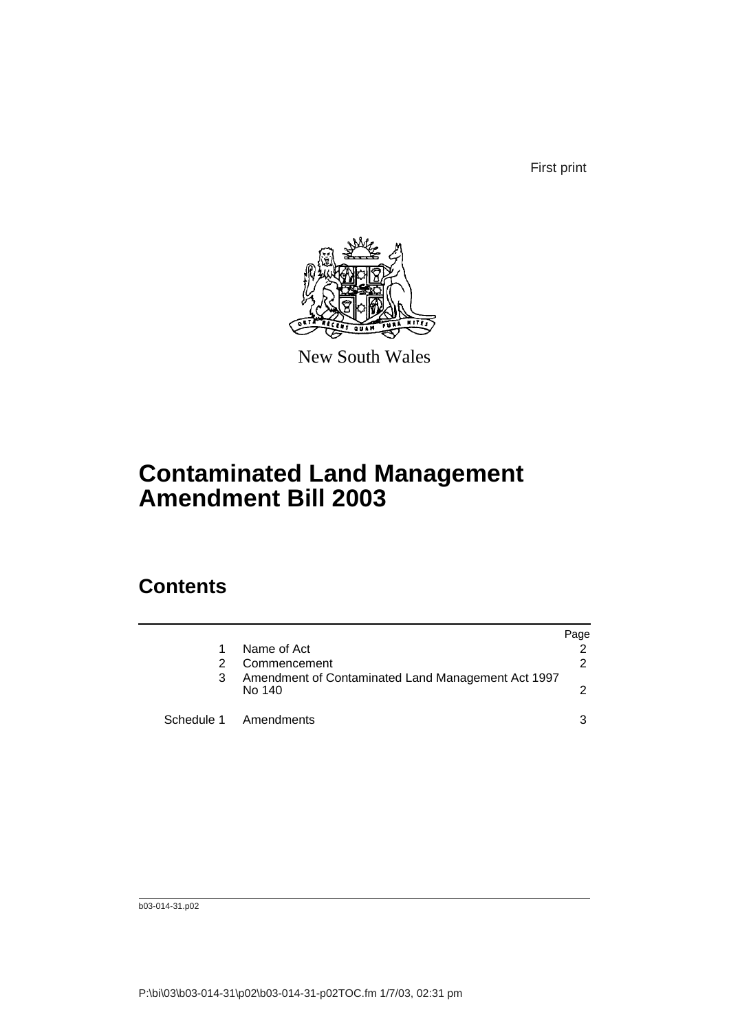First print

New South Wales

# Contaminated Land Management Amendment Bill 2003

## Contents

| | | Page |
|---|---|---|
| 1 | Name of Act | 2 |
| 2 | Commencement | 2 |
| 3 | Amendment of Contaminated Land Management Act 1997 No 140 | 2 |
| Schedule 1 | Amendments | 3 |

b03-014-31.p02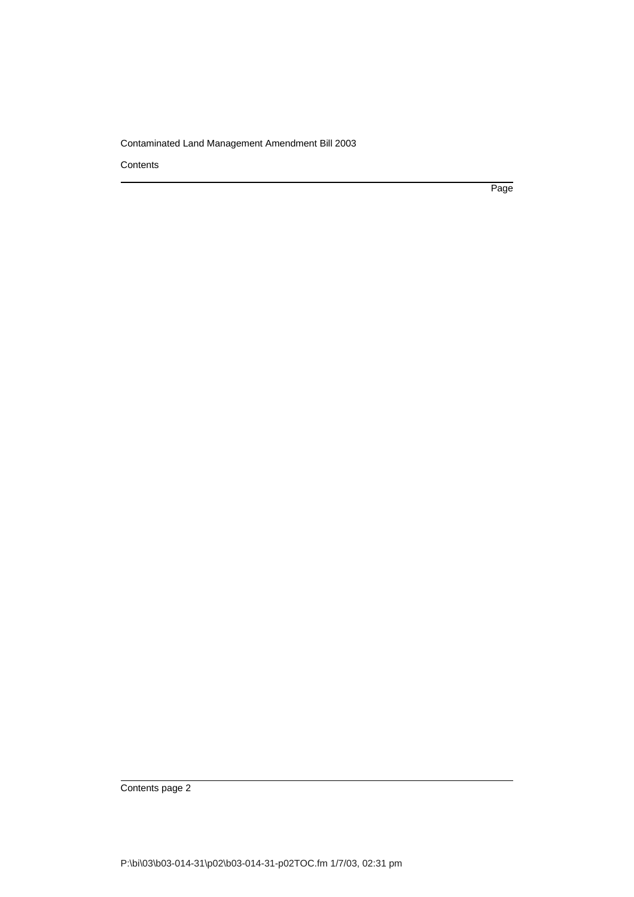Contents

Page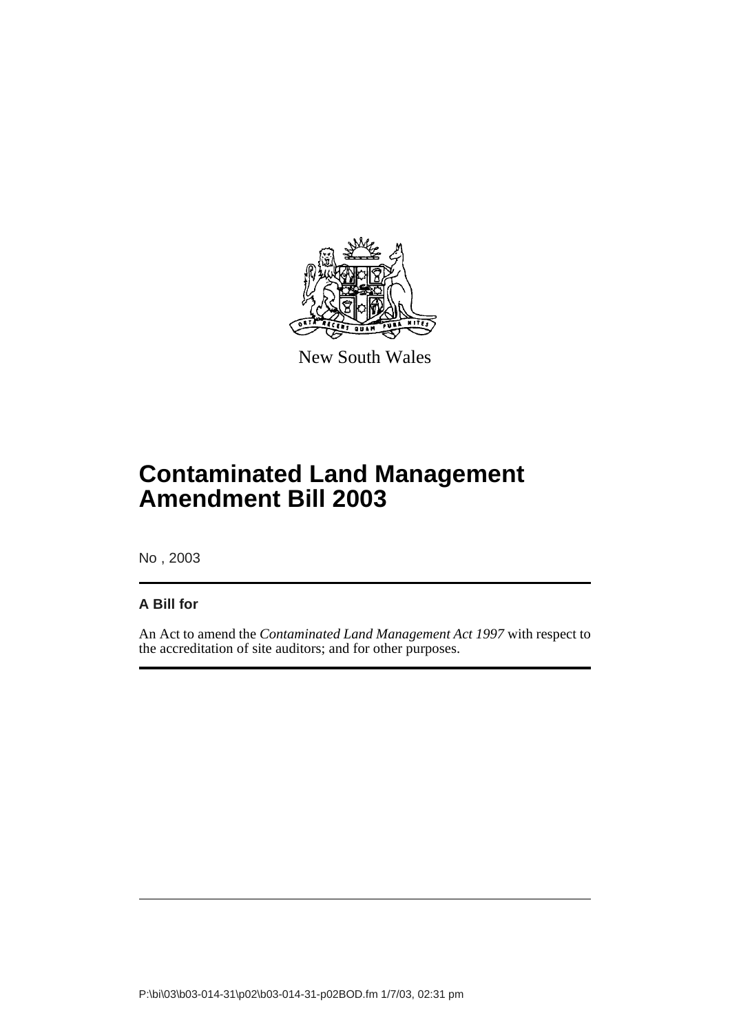New South Wales

# Contaminated Land Management Amendment Bill 2003

No , 2003

**A Bill for**

An Act to amend the *Contaminated Land Management Act 1997* with respect to the accreditation of site auditors; and for other purposes.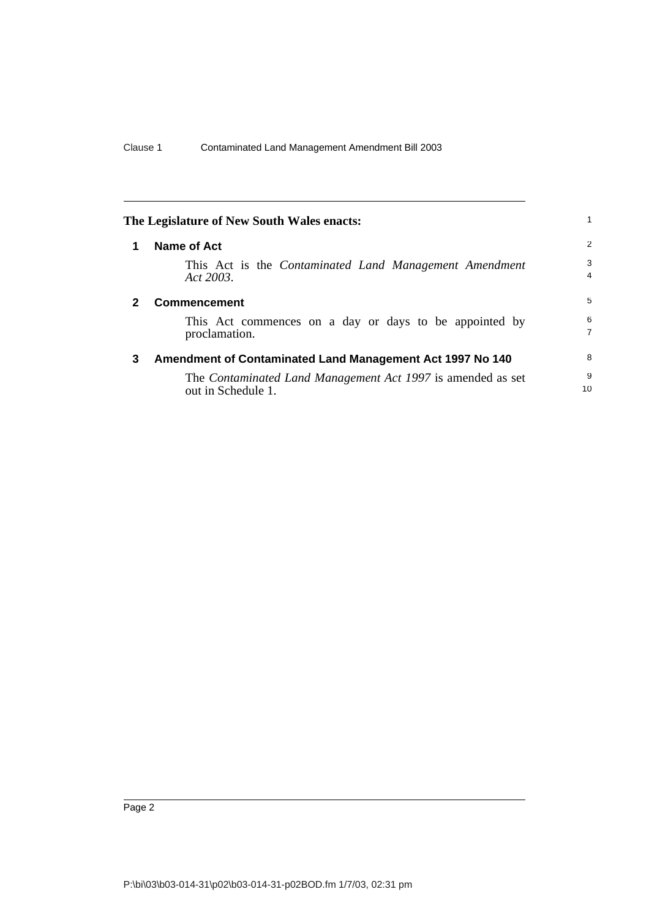**The Legislature of New South Wales enacts:**

## 1 Name of Act

This Act is the *Contaminated Land Management Amendment Act 2003*.

## 2 Commencement

This Act commences on a day or days to be appointed by proclamation.

## 3 Amendment of Contaminated Land Management Act 1997 No 140

The *Contaminated Land Management Act 1997* is amended as set out in Schedule 1.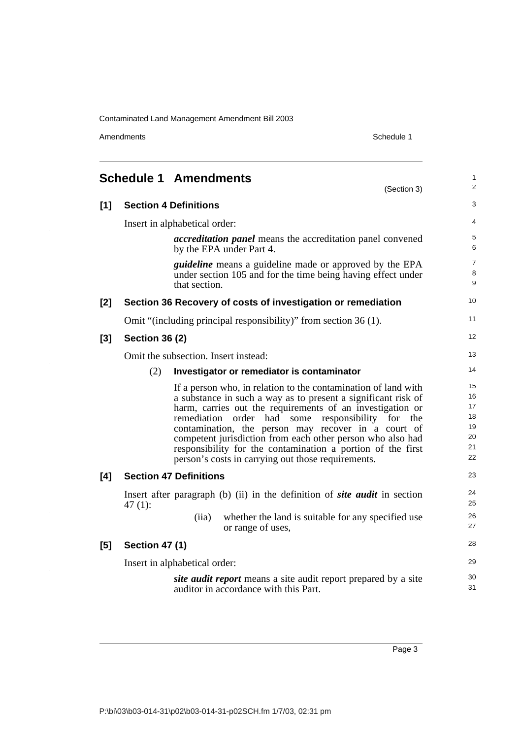# Schedule 1 Amendments

(Section 3)

**[1] Section 4 Definitions**

Insert in alphabetical order:

> ***accreditation panel*** means the accreditation panel convened by the EPA under Part 4.
>
> ***guideline*** means a guideline made or approved by the EPA under section 105 and for the time being having effect under that section.

**[2] Section 36 Recovery of costs of investigation or remediation**

Omit "(including principal responsibility)" from section 36 (1).

**[3] Section 36 (2)**

Omit the subsection. Insert instead:

> (2) **Investigator or remediator is contaminator**
>
> If a person who, in relation to the contamination of land with a substance in such a way as to present a significant risk of harm, carries out the requirements of an investigation or remediation order had some responsibility for the contamination, the person may recover in a court of competent jurisdiction from each other person who also had responsibility for the contamination a portion of the first person's costs in carrying out those requirements.

**[4] Section 47 Definitions**

Insert after paragraph (b) (ii) in the definition of ***site audit*** in section 47 (1):

> (iia) whether the land is suitable for any specified use or range of uses,

**[5] Section 47 (1)**

Insert in alphabetical order:

> ***site audit report*** means a site audit report prepared by a site auditor in accordance with this Part.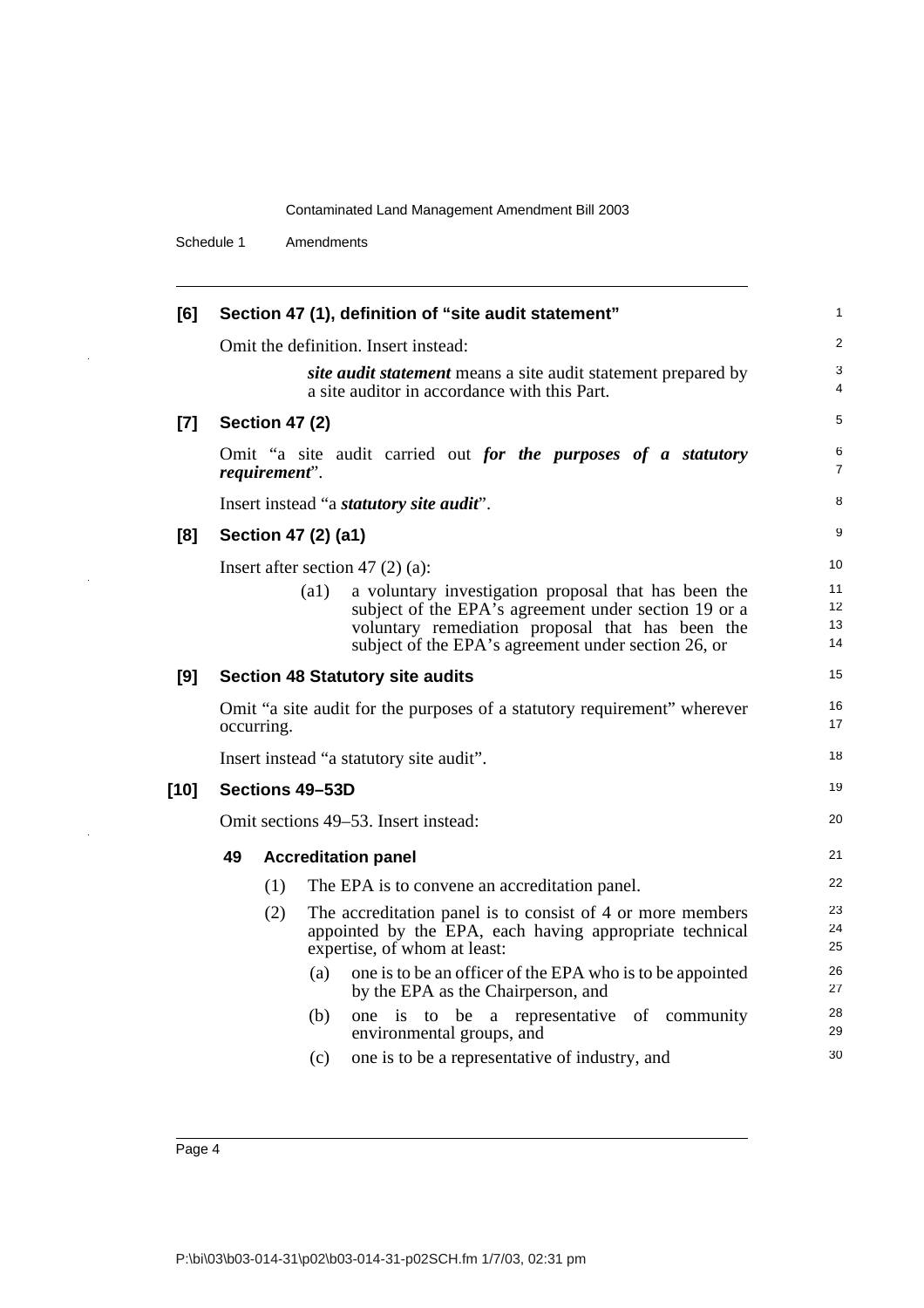**[6] Section 47 (1), definition of "site audit statement"**

Omit the definition. Insert instead:

> ***site audit statement*** means a site audit statement prepared by a site auditor in accordance with this Part.

**[7] Section 47 (2)**

Omit "a site audit carried out ***for the purposes of a statutory requirement***".

Insert instead "a ***statutory site audit***".

**[8] Section 47 (2) (a1)**

Insert after section 47 (2) (a):

> (a1) a voluntary investigation proposal that has been the subject of the EPA's agreement under section 19 or a voluntary remediation proposal that has been the subject of the EPA's agreement under section 26, or

**[9] Section 48 Statutory site audits**

Omit "a site audit for the purposes of a statutory requirement" wherever occurring.

Insert instead "a statutory site audit".

**[10] Sections 49–53D**

Omit sections 49–53. Insert instead:

**49 Accreditation panel**

(1) The EPA is to convene an accreditation panel.

(2) The accreditation panel is to consist of 4 or more members appointed by the EPA, each having appropriate technical expertise, of whom at least:

(a) one is to be an officer of the EPA who is to be appointed by the EPA as the Chairperson, and

(b) one is to be a representative of community environmental groups, and

(c) one is to be a representative of industry, and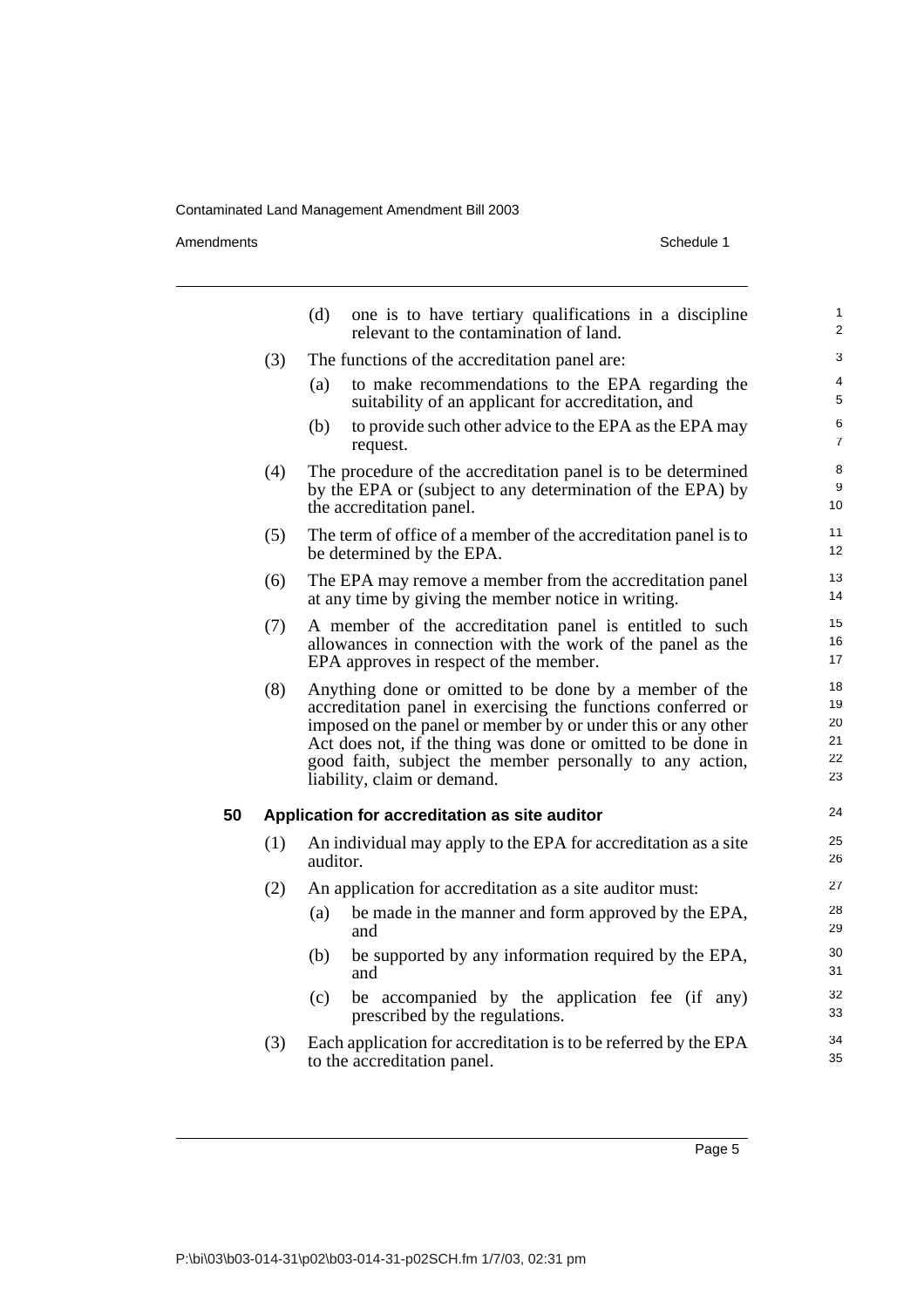(d) one is to have tertiary qualifications in a discipline relevant to the contamination of land.

(3) The functions of the accreditation panel are:

(a) to make recommendations to the EPA regarding the suitability of an applicant for accreditation, and

(b) to provide such other advice to the EPA as the EPA may request.

(4) The procedure of the accreditation panel is to be determined by the EPA or (subject to any determination of the EPA) by the accreditation panel.

(5) The term of office of a member of the accreditation panel is to be determined by the EPA.

(6) The EPA may remove a member from the accreditation panel at any time by giving the member notice in writing.

(7) A member of the accreditation panel is entitled to such allowances in connection with the work of the panel as the EPA approves in respect of the member.

(8) Anything done or omitted to be done by a member of the accreditation panel in exercising the functions conferred or imposed on the panel or member by or under this or any other Act does not, if the thing was done or omitted to be done in good faith, subject the member personally to any action, liability, claim or demand.

**50 Application for accreditation as site auditor**

(1) An individual may apply to the EPA for accreditation as a site auditor.

(2) An application for accreditation as a site auditor must:

(a) be made in the manner and form approved by the EPA, and

(b) be supported by any information required by the EPA, and

(c) be accompanied by the application fee (if any) prescribed by the regulations.

(3) Each application for accreditation is to be referred by the EPA to the accreditation panel.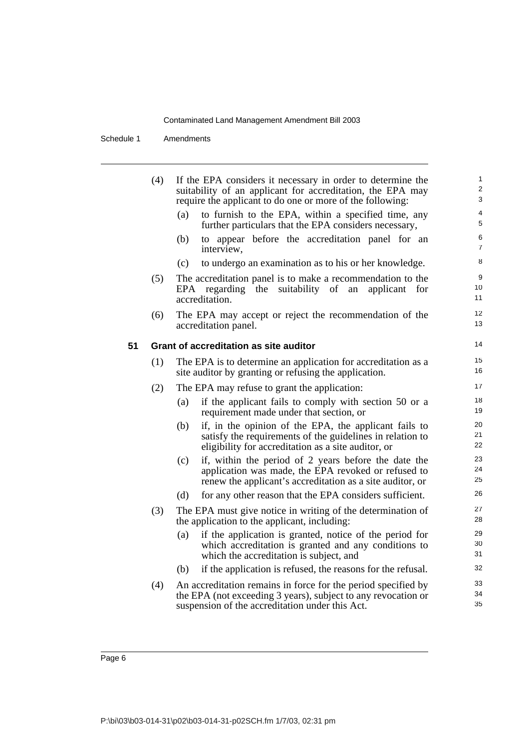(4) If the EPA considers it necessary in order to determine the suitability of an applicant for accreditation, the EPA may require the applicant to do one or more of the following:

- (a) to furnish to the EPA, within a specified time, any further particulars that the EPA considers necessary,
- (b) to appear before the accreditation panel for an interview,
- (c) to undergo an examination as to his or her knowledge.

(5) The accreditation panel is to make a recommendation to the EPA regarding the suitability of an applicant for accreditation.

(6) The EPA may accept or reject the recommendation of the accreditation panel.

### 51 Grant of accreditation as site auditor

(1) The EPA is to determine an application for accreditation as a site auditor by granting or refusing the application.

(2) The EPA may refuse to grant the application:

- (a) if the applicant fails to comply with section 50 or a requirement made under that section, or
- (b) if, in the opinion of the EPA, the applicant fails to satisfy the requirements of the guidelines in relation to eligibility for accreditation as a site auditor, or
- (c) if, within the period of 2 years before the date the application was made, the EPA revoked or refused to renew the applicant's accreditation as a site auditor, or
- (d) for any other reason that the EPA considers sufficient.

(3) The EPA must give notice in writing of the determination of the application to the applicant, including:

- (a) if the application is granted, notice of the period for which accreditation is granted and any conditions to which the accreditation is subject, and
- (b) if the application is refused, the reasons for the refusal.

(4) An accreditation remains in force for the period specified by the EPA (not exceeding 3 years), subject to any revocation or suspension of the accreditation under this Act.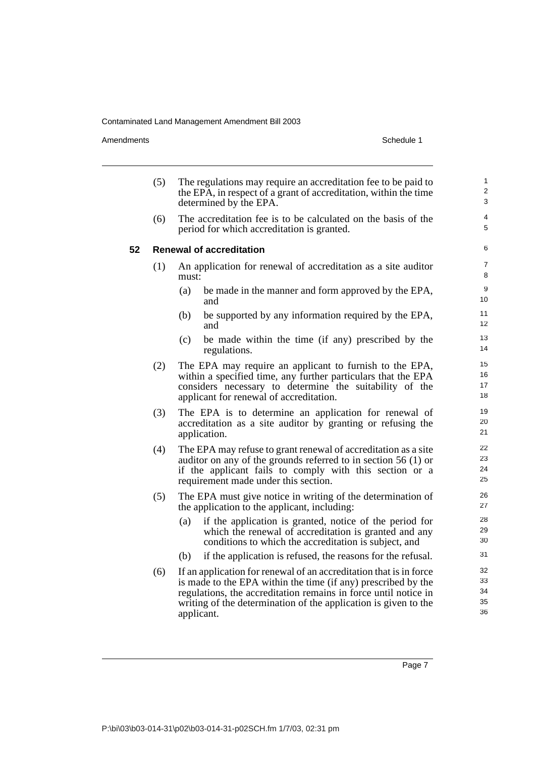(5) The regulations may require an accreditation fee to be paid to the EPA, in respect of a grant of accreditation, within the time determined by the EPA.

(6) The accreditation fee is to be calculated on the basis of the period for which accreditation is granted.

### 52 Renewal of accreditation

(1) An application for renewal of accreditation as a site auditor must:

- (a) be made in the manner and form approved by the EPA, and
- (b) be supported by any information required by the EPA, and
- (c) be made within the time (if any) prescribed by the regulations.

(2) The EPA may require an applicant to furnish to the EPA, within a specified time, any further particulars that the EPA considers necessary to determine the suitability of the applicant for renewal of accreditation.

(3) The EPA is to determine an application for renewal of accreditation as a site auditor by granting or refusing the application.

(4) The EPA may refuse to grant renewal of accreditation as a site auditor on any of the grounds referred to in section 56 (1) or if the applicant fails to comply with this section or a requirement made under this section.

(5) The EPA must give notice in writing of the determination of the application to the applicant, including:

- (a) if the application is granted, notice of the period for which the renewal of accreditation is granted and any conditions to which the accreditation is subject, and
- (b) if the application is refused, the reasons for the refusal.

(6) If an application for renewal of an accreditation that is in force is made to the EPA within the time (if any) prescribed by the regulations, the accreditation remains in force until notice in writing of the determination of the application is given to the applicant.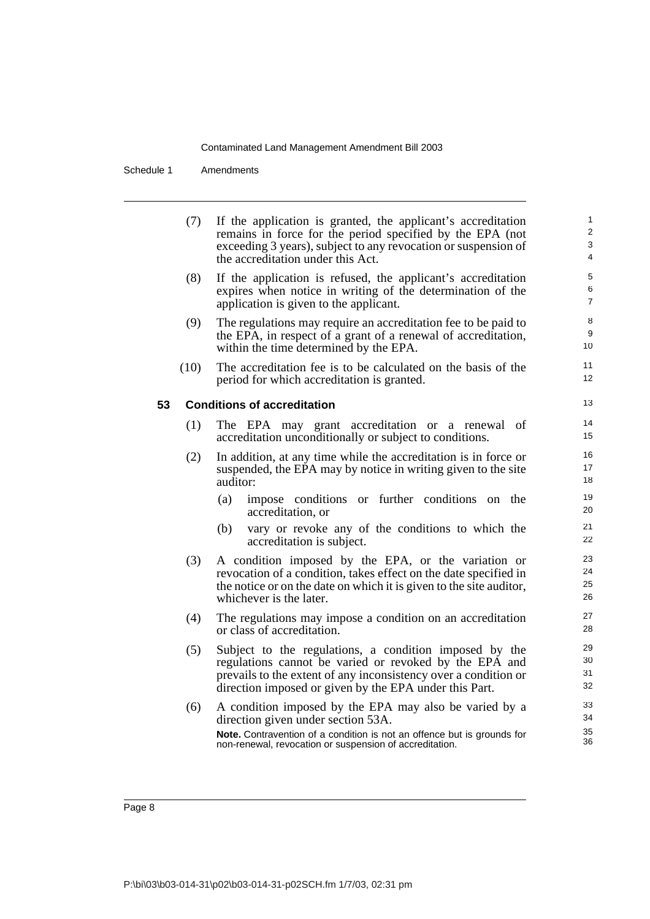(7) If the application is granted, the applicant's accreditation remains in force for the period specified by the EPA (not exceeding 3 years), subject to any revocation or suspension of the accreditation under this Act.

(8) If the application is refused, the applicant's accreditation expires when notice in writing of the determination of the application is given to the applicant.

(9) The regulations may require an accreditation fee to be paid to the EPA, in respect of a grant of a renewal of accreditation, within the time determined by the EPA.

(10) The accreditation fee is to be calculated on the basis of the period for which accreditation is granted.

### 53 Conditions of accreditation

(1) The EPA may grant accreditation or a renewal of accreditation unconditionally or subject to conditions.

(2) In addition, at any time while the accreditation is in force or suspended, the EPA may by notice in writing given to the site auditor:

(a) impose conditions or further conditions on the accreditation, or

(b) vary or revoke any of the conditions to which the accreditation is subject.

(3) A condition imposed by the EPA, or the variation or revocation of a condition, takes effect on the date specified in the notice or on the date on which it is given to the site auditor, whichever is the later.

(4) The regulations may impose a condition on an accreditation or class of accreditation.

(5) Subject to the regulations, a condition imposed by the regulations cannot be varied or revoked by the EPA and prevails to the extent of any inconsistency over a condition or direction imposed or given by the EPA under this Part.

(6) A condition imposed by the EPA may also be varied by a direction given under section 53A.

**Note.** Contravention of a condition is not an offence but is grounds for non-renewal, revocation or suspension of accreditation.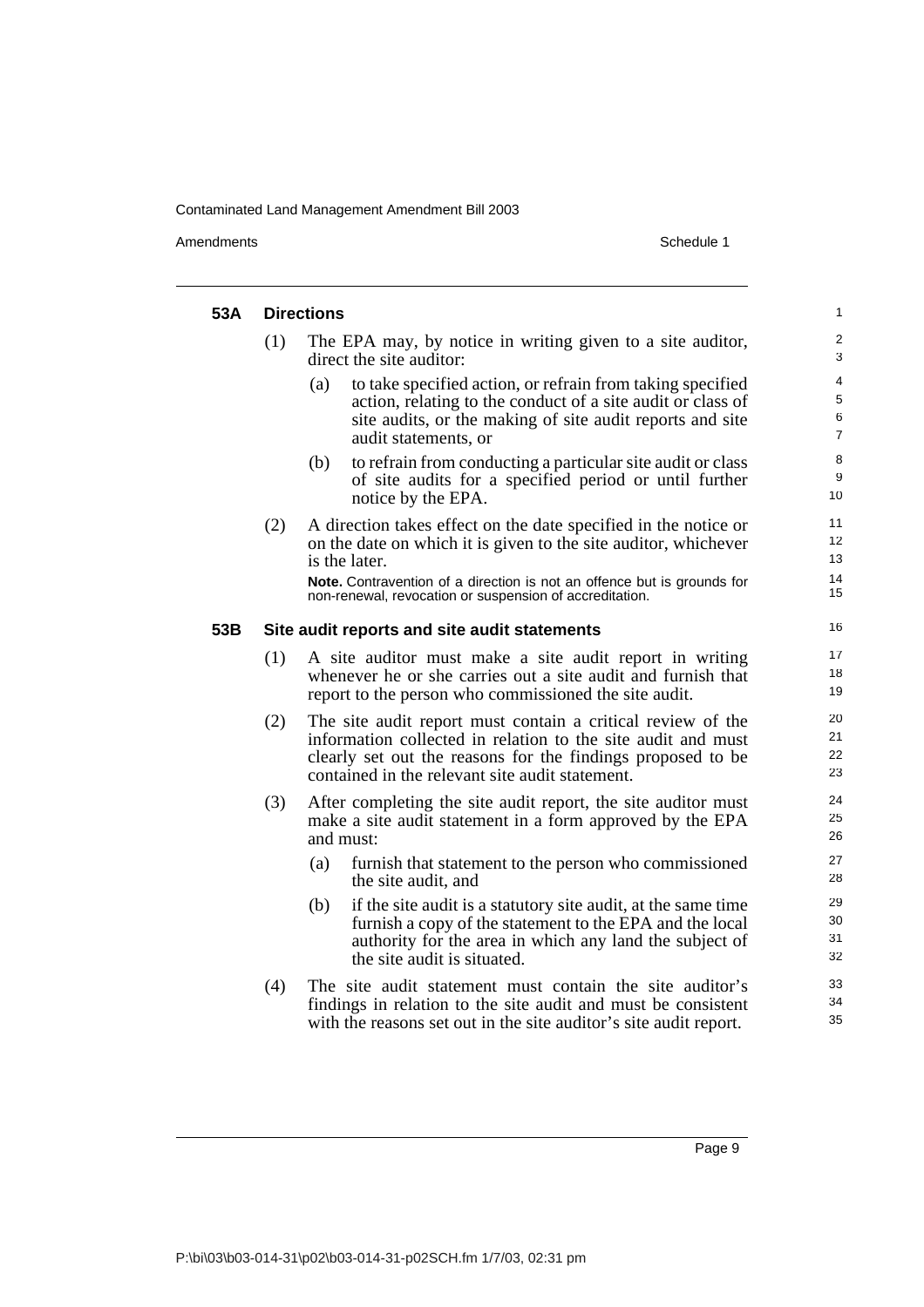### 53A Directions

(1) The EPA may, by notice in writing given to a site auditor, direct the site auditor:

(a) to take specified action, or refrain from taking specified action, relating to the conduct of a site audit or class of site audits, or the making of site audit reports and site audit statements, or

(b) to refrain from conducting a particular site audit or class of site audits for a specified period or until further notice by the EPA.

(2) A direction takes effect on the date specified in the notice or on the date on which it is given to the site auditor, whichever is the later.

**Note.** Contravention of a direction is not an offence but is grounds for non-renewal, revocation or suspension of accreditation.

### 53B Site audit reports and site audit statements

(1) A site auditor must make a site audit report in writing whenever he or she carries out a site audit and furnish that report to the person who commissioned the site audit.

(2) The site audit report must contain a critical review of the information collected in relation to the site audit and must clearly set out the reasons for the findings proposed to be contained in the relevant site audit statement.

(3) After completing the site audit report, the site auditor must make a site audit statement in a form approved by the EPA and must:

(a) furnish that statement to the person who commissioned the site audit, and

(b) if the site audit is a statutory site audit, at the same time furnish a copy of the statement to the EPA and the local authority for the area in which any land the subject of the site audit is situated.

(4) The site audit statement must contain the site auditor's findings in relation to the site audit and must be consistent with the reasons set out in the site auditor's site audit report.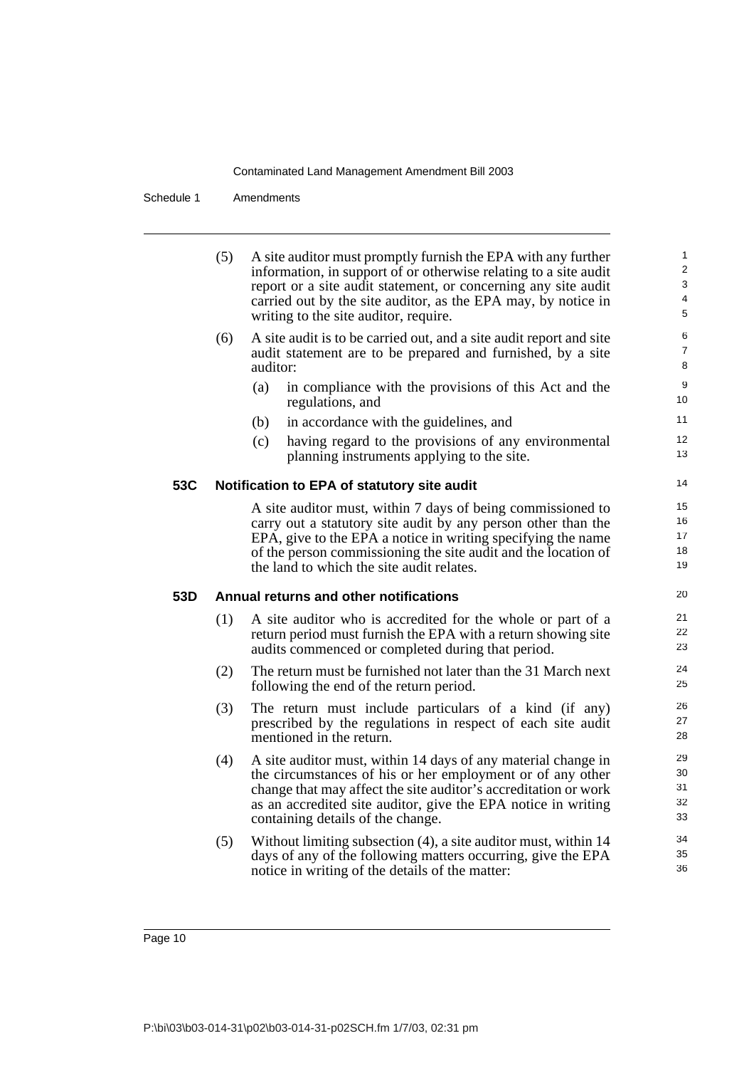(5) A site auditor must promptly furnish the EPA with any further information, in support of or otherwise relating to a site audit report or a site audit statement, or concerning any site audit carried out by the site auditor, as the EPA may, by notice in writing to the site auditor, require.

(6) A site audit is to be carried out, and a site audit report and site audit statement are to be prepared and furnished, by a site auditor:

- (a) in compliance with the provisions of this Act and the regulations, and
- (b) in accordance with the guidelines, and
- (c) having regard to the provisions of any environmental planning instruments applying to the site.

### 53C Notification to EPA of statutory site audit

A site auditor must, within 7 days of being commissioned to carry out a statutory site audit by any person other than the EPA, give to the EPA a notice in writing specifying the name of the person commissioning the site audit and the location of the land to which the site audit relates.

### 53D Annual returns and other notifications

(1) A site auditor who is accredited for the whole or part of a return period must furnish the EPA with a return showing site audits commenced or completed during that period.

(2) The return must be furnished not later than the 31 March next following the end of the return period.

(3) The return must include particulars of a kind (if any) prescribed by the regulations in respect of each site audit mentioned in the return.

(4) A site auditor must, within 14 days of any material change in the circumstances of his or her employment or of any other change that may affect the site auditor's accreditation or work as an accredited site auditor, give the EPA notice in writing containing details of the change.

(5) Without limiting subsection (4), a site auditor must, within 14 days of any of the following matters occurring, give the EPA notice in writing of the details of the matter: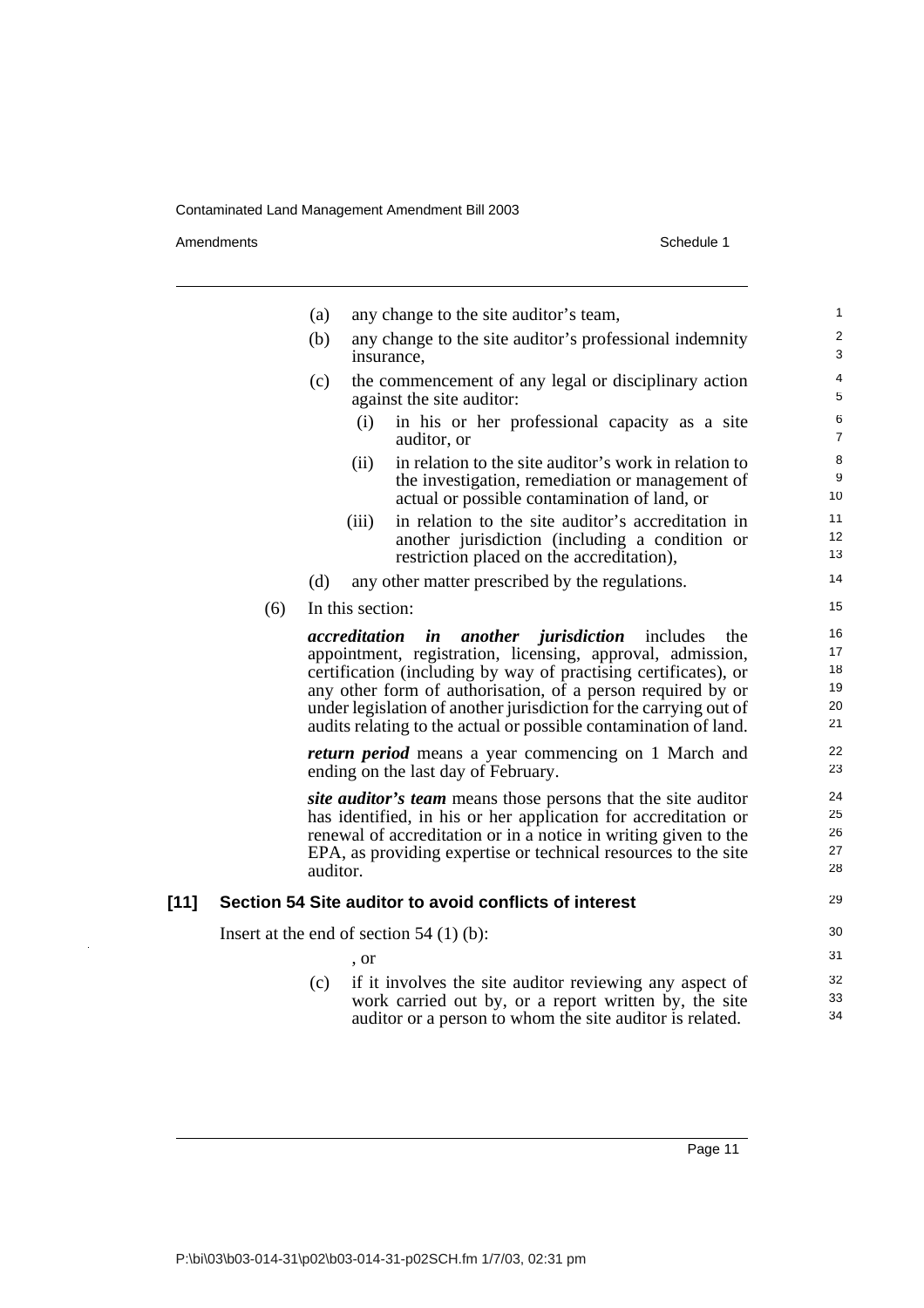(a) any change to the site auditor's team,

(b) any change to the site auditor's professional indemnity insurance,

(c) the commencement of any legal or disciplinary action against the site auditor:

  (i) in his or her professional capacity as a site auditor, or

  (ii) in relation to the site auditor's work in relation to the investigation, remediation or management of actual or possible contamination of land, or

  (iii) in relation to the site auditor's accreditation in another jurisdiction (including a condition or restriction placed on the accreditation),

(d) any other matter prescribed by the regulations.

(6) In this section:

***accreditation in another jurisdiction*** includes the appointment, registration, licensing, approval, admission, certification (including by way of practising certificates), or any other form of authorisation, of a person required by or under legislation of another jurisdiction for the carrying out of audits relating to the actual or possible contamination of land.

***return period*** means a year commencing on 1 March and ending on the last day of February.

***site auditor's team*** means those persons that the site auditor has identified, in his or her application for accreditation or renewal of accreditation or in a notice in writing given to the EPA, as providing expertise or technical resources to the site auditor.

## [11] Section 54 Site auditor to avoid conflicts of interest

Insert at the end of section 54 (1) (b):

, or

(c) if it involves the site auditor reviewing any aspect of work carried out by, or a report written by, the site auditor or a person to whom the site auditor is related.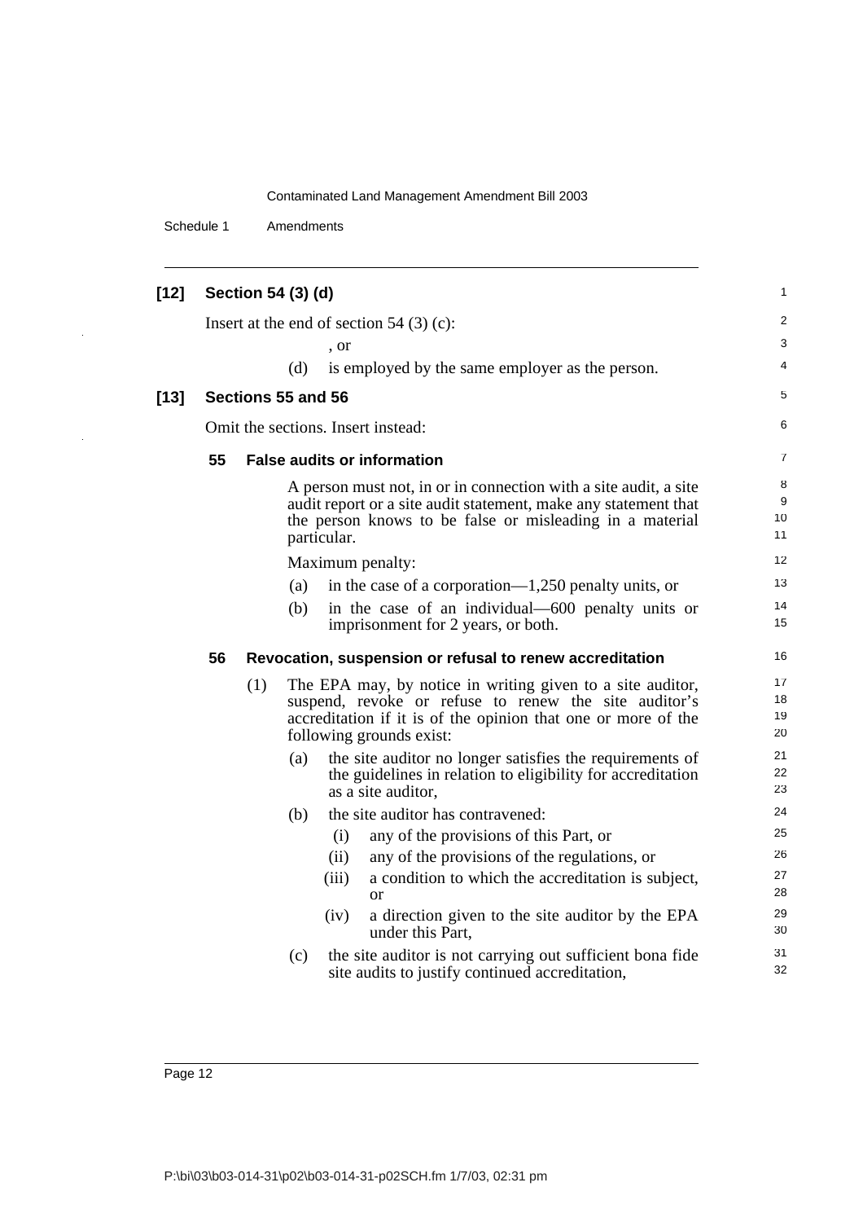**[12] Section 54 (3) (d)**

Insert at the end of section 54 (3) (c):

, or

(d) is employed by the same employer as the person.

**[13] Sections 55 and 56**

Omit the sections. Insert instead:

### 55 False audits or information

A person must not, in or in connection with a site audit, a site audit report or a site audit statement, make any statement that the person knows to be false or misleading in a material particular.

Maximum penalty:

(a) in the case of a corporation—1,250 penalty units, or

(b) in the case of an individual—600 penalty units or imprisonment for 2 years, or both.

### 56 Revocation, suspension or refusal to renew accreditation

(1) The EPA may, by notice in writing given to a site auditor, suspend, revoke or refuse to renew the site auditor's accreditation if it is of the opinion that one or more of the following grounds exist:

(a) the site auditor no longer satisfies the requirements of the guidelines in relation to eligibility for accreditation as a site auditor,

(b) the site auditor has contravened:

(i) any of the provisions of this Part, or

(ii) any of the provisions of the regulations, or

(iii) a condition to which the accreditation is subject, or

(iv) a direction given to the site auditor by the EPA under this Part,

(c) the site auditor is not carrying out sufficient bona fide site audits to justify continued accreditation,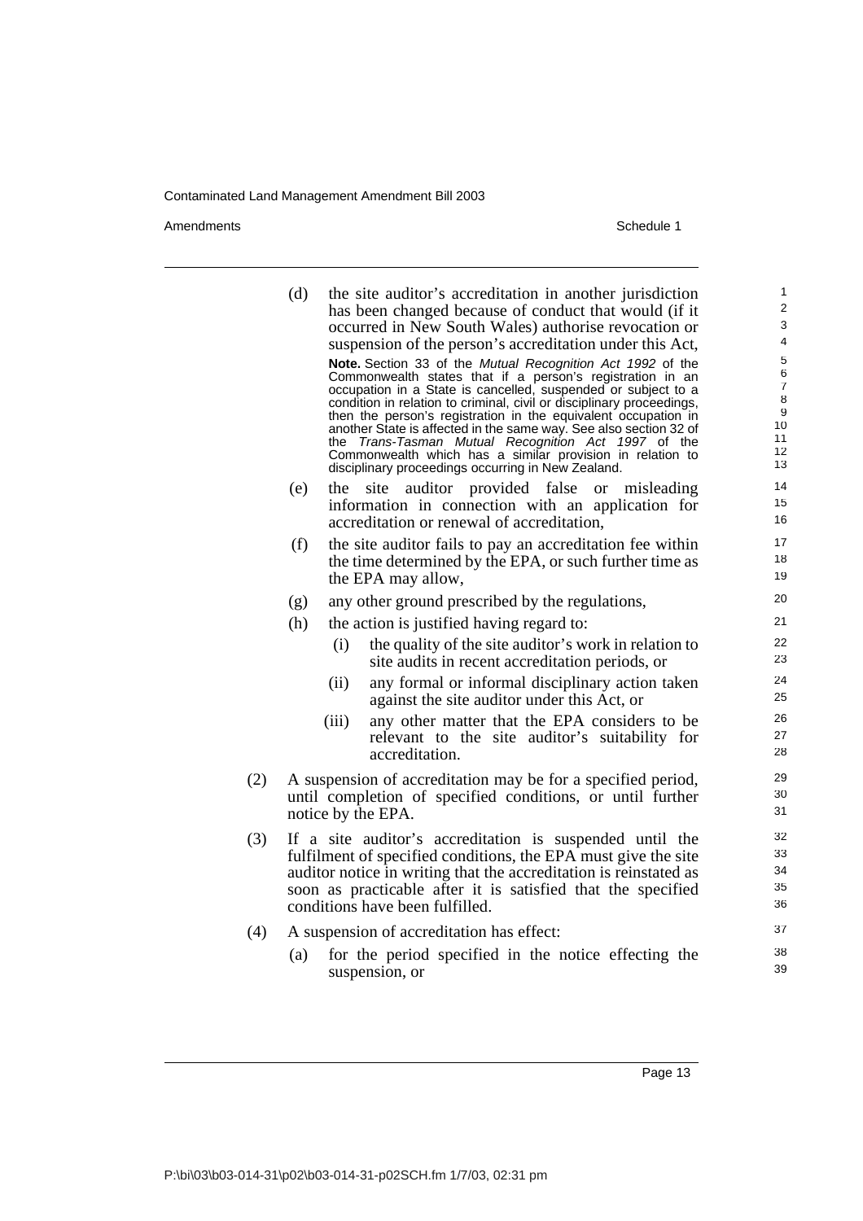(d) the site auditor's accreditation in another jurisdiction has been changed because of conduct that would (if it occurred in New South Wales) authorise revocation or suspension of the person's accreditation under this Act,

**Note.** Section 33 of the *Mutual Recognition Act 1992* of the Commonwealth states that if a person's registration in an occupation in a State is cancelled, suspended or subject to a condition in relation to criminal, civil or disciplinary proceedings, then the person's registration in the equivalent occupation in another State is affected in the same way. See also section 32 of the *Trans-Tasman Mutual Recognition Act 1997* of the Commonwealth which has a similar provision in relation to disciplinary proceedings occurring in New Zealand.

(e) the site auditor provided false or misleading information in connection with an application for accreditation or renewal of accreditation,

(f) the site auditor fails to pay an accreditation fee within the time determined by the EPA, or such further time as the EPA may allow,

(g) any other ground prescribed by the regulations,

(h) the action is justified having regard to:

(i) the quality of the site auditor's work in relation to site audits in recent accreditation periods, or

(ii) any formal or informal disciplinary action taken against the site auditor under this Act, or

(iii) any other matter that the EPA considers to be relevant to the site auditor's suitability for accreditation.

(2) A suspension of accreditation may be for a specified period, until completion of specified conditions, or until further notice by the EPA.

(3) If a site auditor's accreditation is suspended until the fulfilment of specified conditions, the EPA must give the site auditor notice in writing that the accreditation is reinstated as soon as practicable after it is satisfied that the specified conditions have been fulfilled.

(4) A suspension of accreditation has effect:

(a) for the period specified in the notice effecting the suspension, or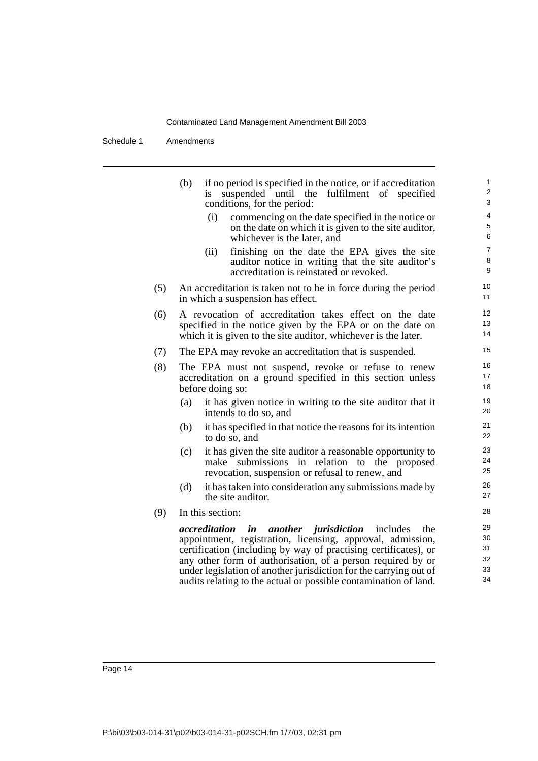(b) if no period is specified in the notice, or if accreditation is suspended until the fulfilment of specified conditions, for the period:

(i) commencing on the date specified in the notice or on the date on which it is given to the site auditor, whichever is the later, and

(ii) finishing on the date the EPA gives the site auditor notice in writing that the site auditor's accreditation is reinstated or revoked.

(5) An accreditation is taken not to be in force during the period in which a suspension has effect.

(6) A revocation of accreditation takes effect on the date specified in the notice given by the EPA or on the date on which it is given to the site auditor, whichever is the later.

(7) The EPA may revoke an accreditation that is suspended.

(8) The EPA must not suspend, revoke or refuse to renew accreditation on a ground specified in this section unless before doing so:

(a) it has given notice in writing to the site auditor that it intends to do so, and

(b) it has specified in that notice the reasons for its intention to do so, and

(c) it has given the site auditor a reasonable opportunity to make submissions in relation to the proposed revocation, suspension or refusal to renew, and

(d) it has taken into consideration any submissions made by the site auditor.

(9) In this section:

***accreditation in another jurisdiction*** includes the appointment, registration, licensing, approval, admission, certification (including by way of practising certificates), or any other form of authorisation, of a person required by or under legislation of another jurisdiction for the carrying out of audits relating to the actual or possible contamination of land.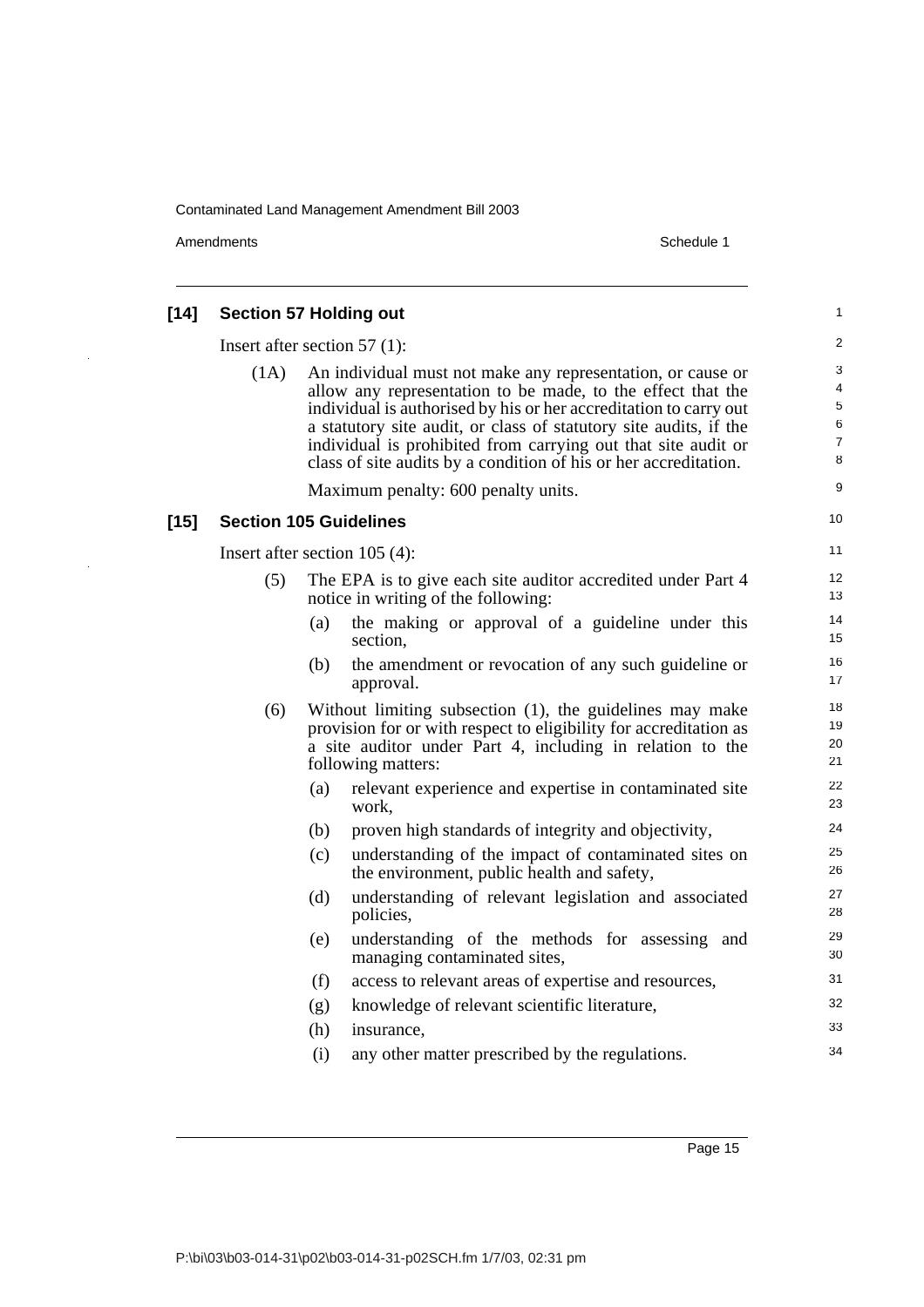### [14] Section 57 Holding out

Insert after section 57 (1):

(1A) An individual must not make any representation, or cause or allow any representation to be made, to the effect that the individual is authorised by his or her accreditation to carry out a statutory site audit, or class of statutory site audits, if the individual is prohibited from carrying out that site audit or class of site audits by a condition of his or her accreditation.

Maximum penalty: 600 penalty units.

### [15] Section 105 Guidelines

Insert after section 105 (4):

(5) The EPA is to give each site auditor accredited under Part 4 notice in writing of the following:

- (a) the making or approval of a guideline under this section,
- (b) the amendment or revocation of any such guideline or approval.

(6) Without limiting subsection (1), the guidelines may make provision for or with respect to eligibility for accreditation as a site auditor under Part 4, including in relation to the following matters:

- (a) relevant experience and expertise in contaminated site work,
- (b) proven high standards of integrity and objectivity,
- (c) understanding of the impact of contaminated sites on the environment, public health and safety,
- (d) understanding of relevant legislation and associated policies,
- (e) understanding of the methods for assessing and managing contaminated sites,
- (f) access to relevant areas of expertise and resources,
- (g) knowledge of relevant scientific literature,
- (h) insurance,
- (i) any other matter prescribed by the regulations.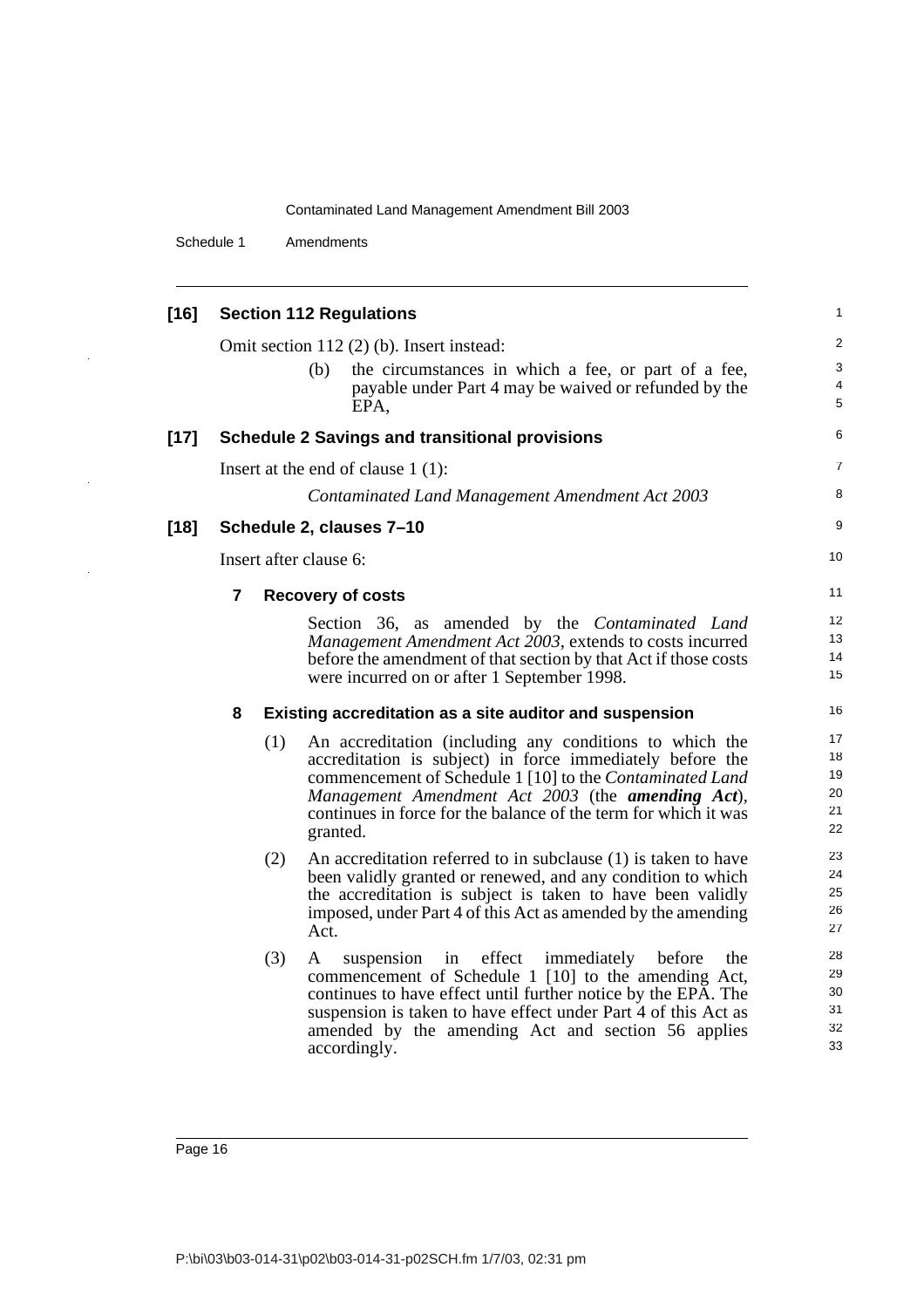### [16] Section 112 Regulations

Omit section 112 (2) (b). Insert instead:

> (b) the circumstances in which a fee, or part of a fee, payable under Part 4 may be waived or refunded by the EPA,

### [17] Schedule 2 Savings and transitional provisions

Insert at the end of clause 1 (1):

> *Contaminated Land Management Amendment Act 2003*

### [18] Schedule 2, clauses 7–10

Insert after clause 6:

#### 7 Recovery of costs

Section 36, as amended by the *Contaminated Land Management Amendment Act 2003*, extends to costs incurred before the amendment of that section by that Act if those costs were incurred on or after 1 September 1998.

#### 8 Existing accreditation as a site auditor and suspension

(1) An accreditation (including any conditions to which the accreditation is subject) in force immediately before the commencement of Schedule 1 [10] to the *Contaminated Land Management Amendment Act 2003* (the ***amending Act***), continues in force for the balance of the term for which it was granted.

(2) An accreditation referred to in subclause (1) is taken to have been validly granted or renewed, and any condition to which the accreditation is subject is taken to have been validly imposed, under Part 4 of this Act as amended by the amending Act.

(3) A suspension in effect immediately before the commencement of Schedule 1 [10] to the amending Act, continues to have effect until further notice by the EPA. The suspension is taken to have effect under Part 4 of this Act as amended by the amending Act and section 56 applies accordingly.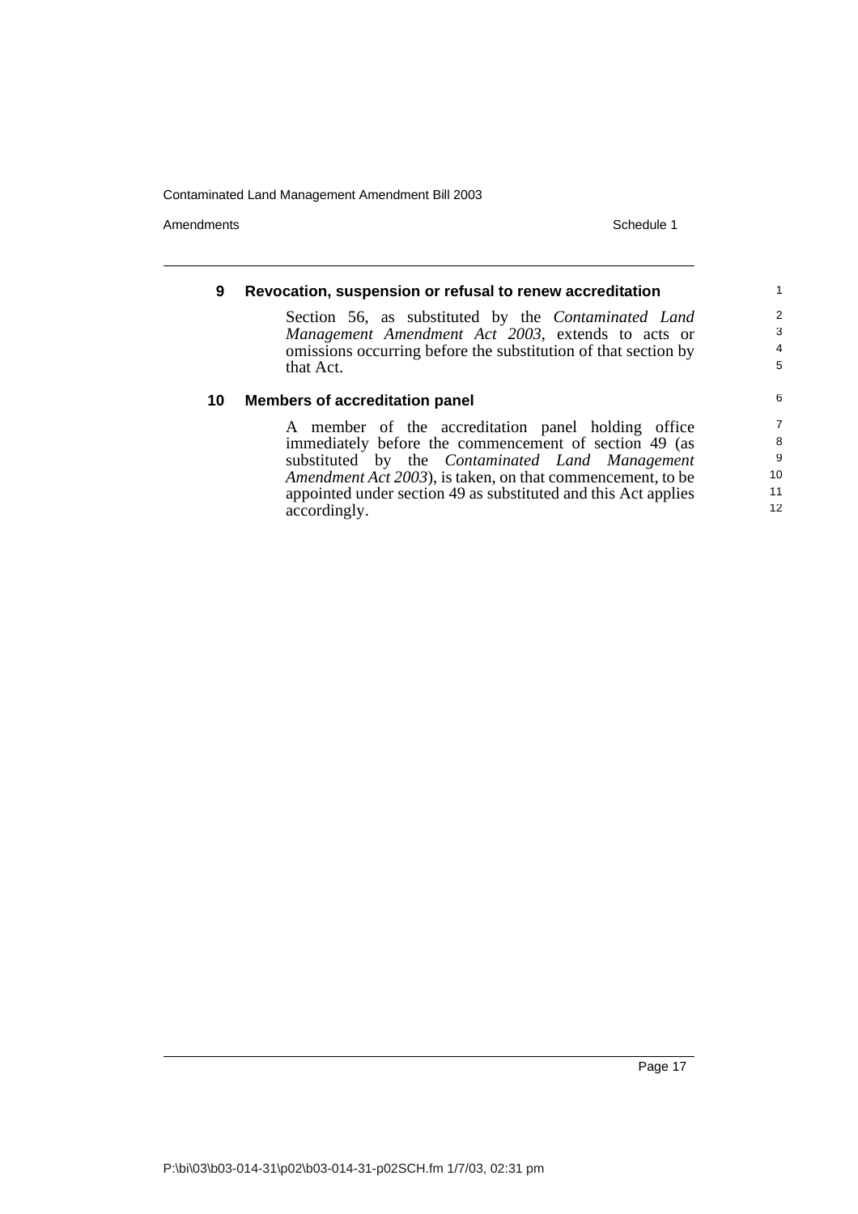### 9 Revocation, suspension or refusal to renew accreditation

Section 56, as substituted by the *Contaminated Land Management Amendment Act 2003*, extends to acts or omissions occurring before the substitution of that section by that Act.

### 10 Members of accreditation panel

A member of the accreditation panel holding office immediately before the commencement of section 49 (as substituted by the *Contaminated Land Management Amendment Act 2003*), is taken, on that commencement, to be appointed under section 49 as substituted and this Act applies accordingly.